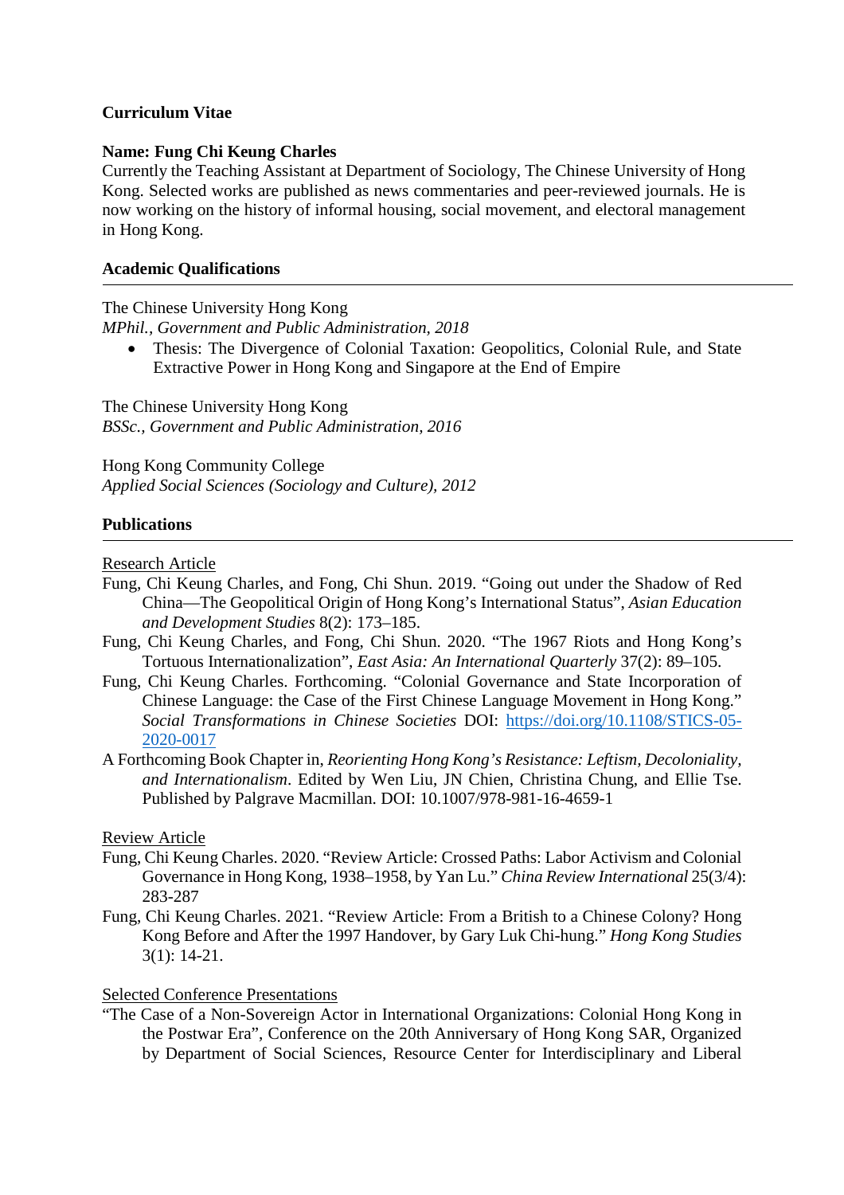**Curriculum Vitae**

**Name: Fung Chi Keung Charles**

Currently the Teaching Assistant at Department of Sociology, The Chinese University of Hong Kong. Selected works are published as news commentaries and peer-reviewed journals. He is now working on the history of informal housing, social movement, and electoral management in Hong Kong.

## Academic Qualifications

The Chinese University Hong Kong
*MPhil., Government and Public Administration, 2018*

- Thesis: The Divergence of Colonial Taxation: Geopolitics, Colonial Rule, and State Extractive Power in Hong Kong and Singapore at the End of Empire

The Chinese University Hong Kong
*BSSc., Government and Public Administration, 2016*

Hong Kong Community College
*Applied Social Sciences (Sociology and Culture), 2012*

## Publications

<u>Research Article</u>

Fung, Chi Keung Charles, and Fong, Chi Shun. 2019. "Going out under the Shadow of Red China—The Geopolitical Origin of Hong Kong's International Status", *Asian Education and Development Studies* 8(2): 173–185.

Fung, Chi Keung Charles, and Fong, Chi Shun. 2020. "The 1967 Riots and Hong Kong's Tortuous Internationalization", *East Asia: An International Quarterly* 37(2): 89–105.

Fung, Chi Keung Charles. Forthcoming. "Colonial Governance and State Incorporation of Chinese Language: the Case of the First Chinese Language Movement in Hong Kong." *Social Transformations in Chinese Societies* DOI: https://doi.org/10.1108/STICS-05-2020-0017

A Forthcoming Book Chapter in, *Reorienting Hong Kong's Resistance: Leftism, Decoloniality, and Internationalism*. Edited by Wen Liu, JN Chien, Christina Chung, and Ellie Tse. Published by Palgrave Macmillan. DOI: 10.1007/978-981-16-4659-1

<u>Review Article</u>

Fung, Chi Keung Charles. 2020. "Review Article: Crossed Paths: Labor Activism and Colonial Governance in Hong Kong, 1938–1958, by Yan Lu." *China Review International* 25(3/4): 283-287

Fung, Chi Keung Charles. 2021. "Review Article: From a British to a Chinese Colony? Hong Kong Before and After the 1997 Handover, by Gary Luk Chi-hung." *Hong Kong Studies* 3(1): 14-21.

<u>Selected Conference Presentations</u>

"The Case of a Non-Sovereign Actor in International Organizations: Colonial Hong Kong in the Postwar Era", Conference on the 20th Anniversary of Hong Kong SAR, Organized by Department of Social Sciences, Resource Center for Interdisciplinary and Liberal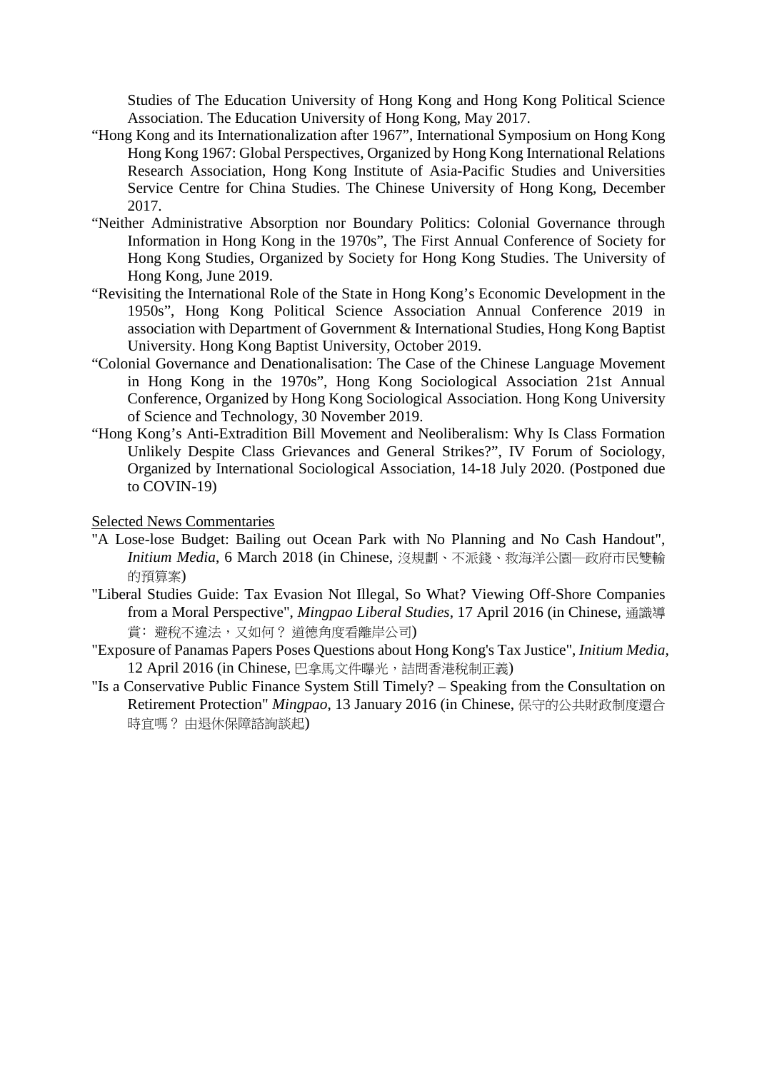Studies of The Education University of Hong Kong and Hong Kong Political Science Association. The Education University of Hong Kong, May 2017.

"Hong Kong and its Internationalization after 1967", International Symposium on Hong Kong Hong Kong 1967: Global Perspectives, Organized by Hong Kong International Relations Research Association, Hong Kong Institute of Asia-Pacific Studies and Universities Service Centre for China Studies. The Chinese University of Hong Kong, December 2017.

"Neither Administrative Absorption nor Boundary Politics: Colonial Governance through Information in Hong Kong in the 1970s", The First Annual Conference of Society for Hong Kong Studies, Organized by Society for Hong Kong Studies. The University of Hong Kong, June 2019.

"Revisiting the International Role of the State in Hong Kong's Economic Development in the 1950s", Hong Kong Political Science Association Annual Conference 2019 in association with Department of Government & International Studies, Hong Kong Baptist University. Hong Kong Baptist University, October 2019.

"Colonial Governance and Denationalisation: The Case of the Chinese Language Movement in Hong Kong in the 1970s", Hong Kong Sociological Association 21st Annual Conference, Organized by Hong Kong Sociological Association. Hong Kong University of Science and Technology, 30 November 2019.

"Hong Kong's Anti-Extradition Bill Movement and Neoliberalism: Why Is Class Formation Unlikely Despite Class Grievances and General Strikes?", IV Forum of Sociology, Organized by International Sociological Association, 14-18 July 2020. (Postponed due to COVIN-19)

<u>Selected News Commentaries</u>

"A Lose-lose Budget: Bailing out Ocean Park with No Planning and No Cash Handout", *Initium Media*, 6 March 2018 (in Chinese, 沒規劃、不派錢、救海洋公園—政府市民雙輸的預算案)

"Liberal Studies Guide: Tax Evasion Not Illegal, So What? Viewing Off-Shore Companies from a Moral Perspective", *Mingpao Liberal Studies*, 17 April 2016 (in Chinese, 通識導賞：避稅不違法，又如何？道德角度看離岸公司)

"Exposure of Panamas Papers Poses Questions about Hong Kong's Tax Justice", *Initium Media*, 12 April 2016 (in Chinese, 巴拿馬文件曝光，詰問香港稅制正義)

"Is a Conservative Public Finance System Still Timely? – Speaking from the Consultation on Retirement Protection" *Mingpao*, 13 January 2016 (in Chinese, 保守的公共財政制度還合時宜嗎？由退休保障諮詢談起)